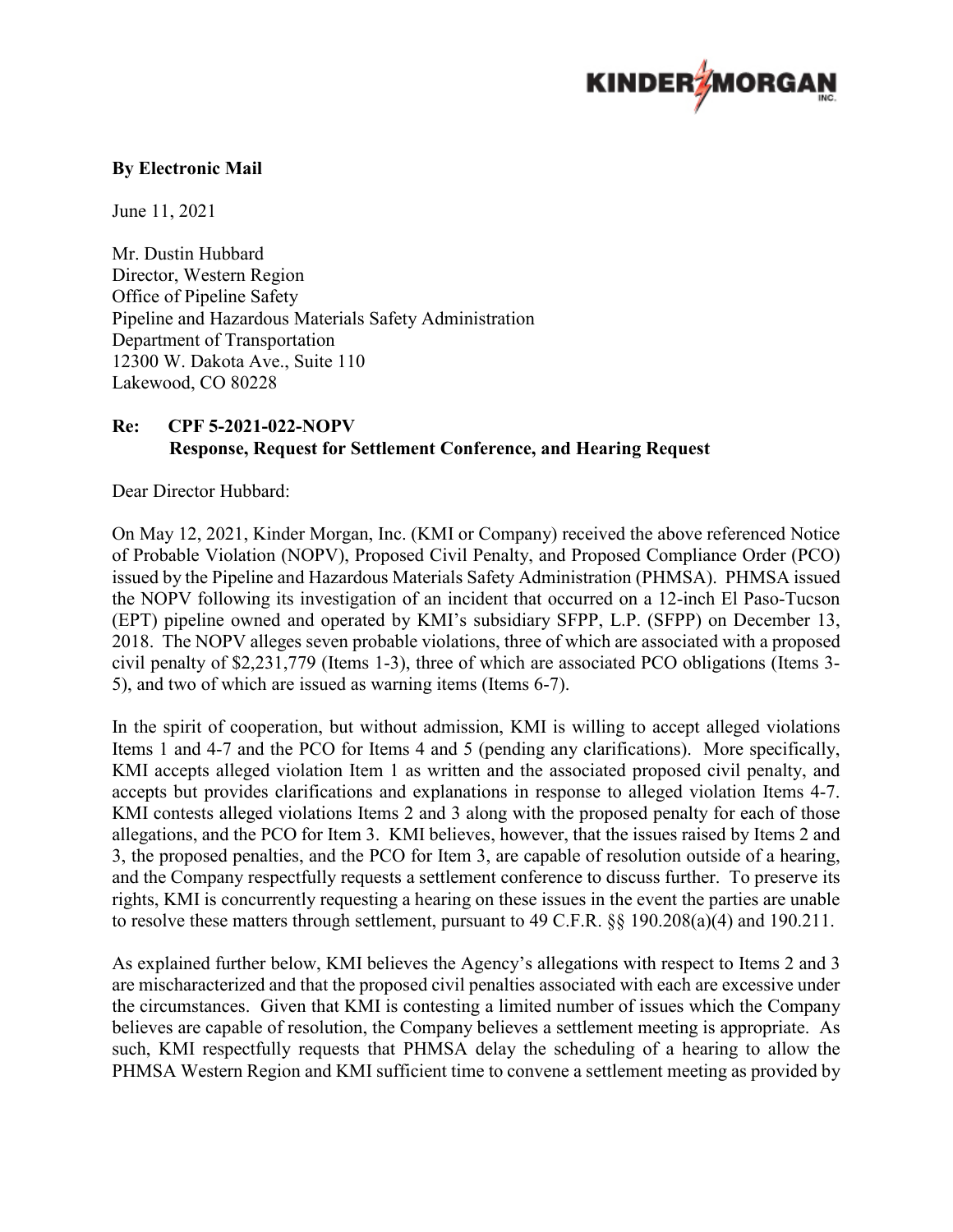**By Electronic Mail**

June 11, 2021

Mr. Dustin Hubbard
Director, Western Region
Office of Pipeline Safety
Pipeline and Hazardous Materials Safety Administration
Department of Transportation
12300 W. Dakota Ave., Suite 110
Lakewood, CO 80228

**Re: CPF 5-2021-022-NOPV**
**Response, Request for Settlement Conference, and Hearing Request**

Dear Director Hubbard:

On May 12, 2021, Kinder Morgan, Inc. (KMI or Company) received the above referenced Notice of Probable Violation (NOPV), Proposed Civil Penalty, and Proposed Compliance Order (PCO) issued by the Pipeline and Hazardous Materials Safety Administration (PHMSA). PHMSA issued the NOPV following its investigation of an incident that occurred on a 12-inch El Paso-Tucson (EPT) pipeline owned and operated by KMI's subsidiary SFPP, L.P. (SFPP) on December 13, 2018. The NOPV alleges seven probable violations, three of which are associated with a proposed civil penalty of $2,231,779 (Items 1-3), three of which are associated PCO obligations (Items 3-5), and two of which are issued as warning items (Items 6-7).

In the spirit of cooperation, but without admission, KMI is willing to accept alleged violations Items 1 and 4-7 and the PCO for Items 4 and 5 (pending any clarifications). More specifically, KMI accepts alleged violation Item 1 as written and the associated proposed civil penalty, and accepts but provides clarifications and explanations in response to alleged violation Items 4-7. KMI contests alleged violations Items 2 and 3 along with the proposed penalty for each of those allegations, and the PCO for Item 3. KMI believes, however, that the issues raised by Items 2 and 3, the proposed penalties, and the PCO for Item 3, are capable of resolution outside of a hearing, and the Company respectfully requests a settlement conference to discuss further. To preserve its rights, KMI is concurrently requesting a hearing on these issues in the event the parties are unable to resolve these matters through settlement, pursuant to 49 C.F.R. §§ 190.208(a)(4) and 190.211.

As explained further below, KMI believes the Agency's allegations with respect to Items 2 and 3 are mischaracterized and that the proposed civil penalties associated with each are excessive under the circumstances. Given that KMI is contesting a limited number of issues which the Company believes are capable of resolution, the Company believes a settlement meeting is appropriate. As such, KMI respectfully requests that PHMSA delay the scheduling of a hearing to allow the PHMSA Western Region and KMI sufficient time to convene a settlement meeting as provided by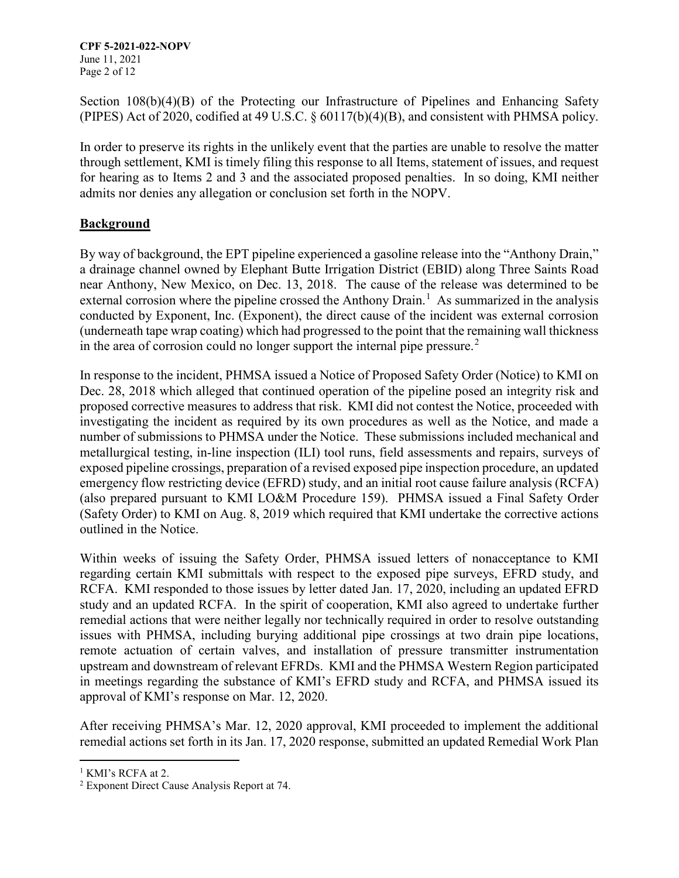Section 108(b)(4)(B) of the Protecting our Infrastructure of Pipelines and Enhancing Safety (PIPES) Act of 2020, codified at 49 U.S.C. § 60117(b)(4)(B), and consistent with PHMSA policy.

In order to preserve its rights in the unlikely event that the parties are unable to resolve the matter through settlement, KMI is timely filing this response to all Items, statement of issues, and request for hearing as to Items 2 and 3 and the associated proposed penalties. In so doing, KMI neither admits nor denies any allegation or conclusion set forth in the NOPV.

## Background

By way of background, the EPT pipeline experienced a gasoline release into the "Anthony Drain," a drainage channel owned by Elephant Butte Irrigation District (EBID) along Three Saints Road near Anthony, New Mexico, on Dec. 13, 2018. The cause of the release was determined to be external corrosion where the pipeline crossed the Anthony Drain.[1] As summarized in the analysis conducted by Exponent, Inc. (Exponent), the direct cause of the incident was external corrosion (underneath tape wrap coating) which had progressed to the point that the remaining wall thickness in the area of corrosion could no longer support the internal pipe pressure.[2]

In response to the incident, PHMSA issued a Notice of Proposed Safety Order (Notice) to KMI on Dec. 28, 2018 which alleged that continued operation of the pipeline posed an integrity risk and proposed corrective measures to address that risk. KMI did not contest the Notice, proceeded with investigating the incident as required by its own procedures as well as the Notice, and made a number of submissions to PHMSA under the Notice. These submissions included mechanical and metallurgical testing, in-line inspection (ILI) tool runs, field assessments and repairs, surveys of exposed pipeline crossings, preparation of a revised exposed pipe inspection procedure, an updated emergency flow restricting device (EFRD) study, and an initial root cause failure analysis (RCFA) (also prepared pursuant to KMI LO&M Procedure 159). PHMSA issued a Final Safety Order (Safety Order) to KMI on Aug. 8, 2019 which required that KMI undertake the corrective actions outlined in the Notice.

Within weeks of issuing the Safety Order, PHMSA issued letters of nonacceptance to KMI regarding certain KMI submittals with respect to the exposed pipe surveys, EFRD study, and RCFA. KMI responded to those issues by letter dated Jan. 17, 2020, including an updated EFRD study and an updated RCFA. In the spirit of cooperation, KMI also agreed to undertake further remedial actions that were neither legally nor technically required in order to resolve outstanding issues with PHMSA, including burying additional pipe crossings at two drain pipe locations, remote actuation of certain valves, and installation of pressure transmitter instrumentation upstream and downstream of relevant EFRDs. KMI and the PHMSA Western Region participated in meetings regarding the substance of KMI's EFRD study and RCFA, and PHMSA issued its approval of KMI's response on Mar. 12, 2020.

After receiving PHMSA's Mar. 12, 2020 approval, KMI proceeded to implement the additional remedial actions set forth in its Jan. 17, 2020 response, submitted an updated Remedial Work Plan

[1] KMI's RCFA at 2.

[2] Exponent Direct Cause Analysis Report at 74.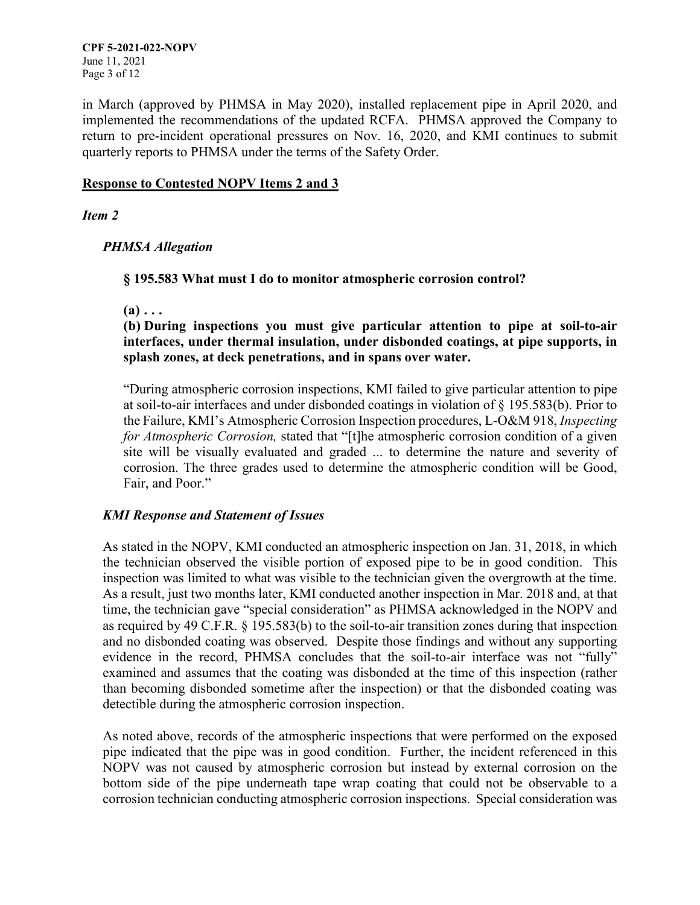in March (approved by PHMSA in May 2020), installed replacement pipe in April 2020, and implemented the recommendations of the updated RCFA. PHMSA approved the Company to return to pre-incident operational pressures on Nov. 16, 2020, and KMI continues to submit quarterly reports to PHMSA under the terms of the Safety Order.

## **Response to Contested NOPV Items 2 and 3**

### *Item 2*

#### *PHMSA Allegation*

**§ 195.583 What must I do to monitor atmospheric corrosion control?**

**(a) . . .**

**(b) During inspections you must give particular attention to pipe at soil-to-air interfaces, under thermal insulation, under disbonded coatings, at pipe supports, in splash zones, at deck penetrations, and in spans over water.**

"During atmospheric corrosion inspections, KMI failed to give particular attention to pipe at soil-to-air interfaces and under disbonded coatings in violation of § 195.583(b). Prior to the Failure, KMI's Atmospheric Corrosion Inspection procedures, L-O&M 918, *Inspecting for Atmospheric Corrosion,* stated that "[t]he atmospheric corrosion condition of a given site will be visually evaluated and graded ... to determine the nature and severity of corrosion. The three grades used to determine the atmospheric condition will be Good, Fair, and Poor."

#### *KMI Response and Statement of Issues*

As stated in the NOPV, KMI conducted an atmospheric inspection on Jan. 31, 2018, in which the technician observed the visible portion of exposed pipe to be in good condition. This inspection was limited to what was visible to the technician given the overgrowth at the time. As a result, just two months later, KMI conducted another inspection in Mar. 2018 and, at that time, the technician gave "special consideration" as PHMSA acknowledged in the NOPV and as required by 49 C.F.R. § 195.583(b) to the soil-to-air transition zones during that inspection and no disbonded coating was observed. Despite those findings and without any supporting evidence in the record, PHMSA concludes that the soil-to-air interface was not "fully" examined and assumes that the coating was disbonded at the time of this inspection (rather than becoming disbonded sometime after the inspection) or that the disbonded coating was detectible during the atmospheric corrosion inspection.

As noted above, records of the atmospheric inspections that were performed on the exposed pipe indicated that the pipe was in good condition. Further, the incident referenced in this NOPV was not caused by atmospheric corrosion but instead by external corrosion on the bottom side of the pipe underneath tape wrap coating that could not be observable to a corrosion technician conducting atmospheric corrosion inspections. Special consideration was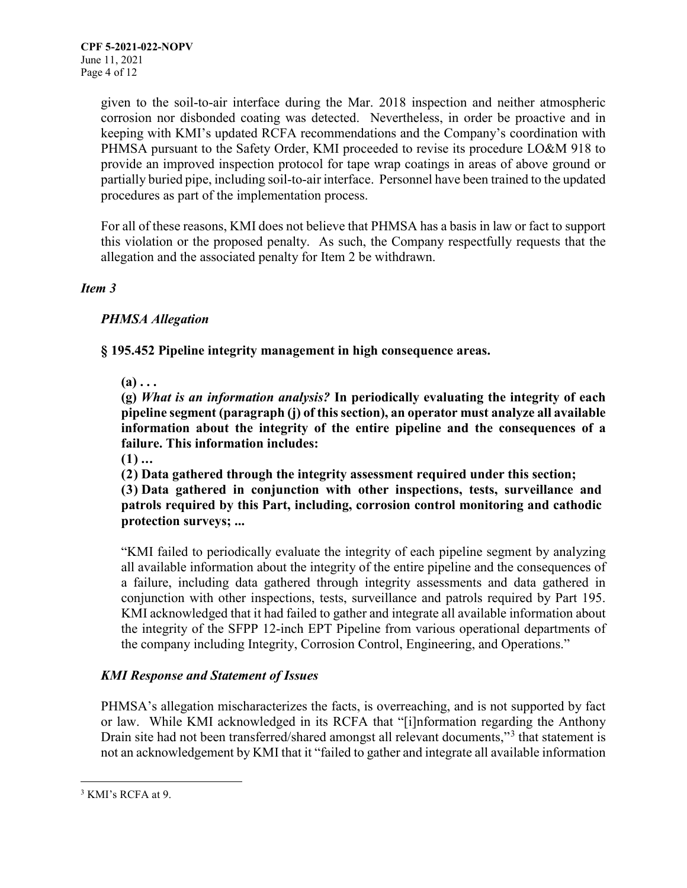given to the soil-to-air interface during the Mar. 2018 inspection and neither atmospheric corrosion nor disbonded coating was detected. Nevertheless, in order be proactive and in keeping with KMI's updated RCFA recommendations and the Company's coordination with PHMSA pursuant to the Safety Order, KMI proceeded to revise its procedure LO&M 918 to provide an improved inspection protocol for tape wrap coatings in areas of above ground or partially buried pipe, including soil-to-air interface. Personnel have been trained to the updated procedures as part of the implementation process.

For all of these reasons, KMI does not believe that PHMSA has a basis in law or fact to support this violation or the proposed penalty. As such, the Company respectfully requests that the allegation and the associated penalty for Item 2 be withdrawn.

### *Item 3*

#### *PHMSA Allegation*

**§ 195.452 Pipeline integrity management in high consequence areas.**

> **(a) . . .**
>
> **(g)** ***What is an information analysis?*** **In periodically evaluating the integrity of each pipeline segment (paragraph (j) of this section), an operator must analyze all available information about the integrity of the entire pipeline and the consequences of a failure. This information includes:**
>
> **(1) …**
>
> **(2) Data gathered through the integrity assessment required under this section;**
>
> **(3) Data gathered in conjunction with other inspections, tests, surveillance and patrols required by this Part, including, corrosion control monitoring and cathodic protection surveys; ...**
>
> "KMI failed to periodically evaluate the integrity of each pipeline segment by analyzing all available information about the integrity of the entire pipeline and the consequences of a failure, including data gathered through integrity assessments and data gathered in conjunction with other inspections, tests, surveillance and patrols required by Part 195. KMI acknowledged that it had failed to gather and integrate all available information about the integrity of the SFPP 12-inch EPT Pipeline from various operational departments of the company including Integrity, Corrosion Control, Engineering, and Operations."

#### *KMI Response and Statement of Issues*

PHMSA's allegation mischaracterizes the facts, is overreaching, and is not supported by fact or law. While KMI acknowledged in its RCFA that "[i]nformation regarding the Anthony Drain site had not been transferred/shared amongst all relevant documents,"[3] that statement is not an acknowledgement by KMI that it "failed to gather and integrate all available information

---

[3] KMI's RCFA at 9.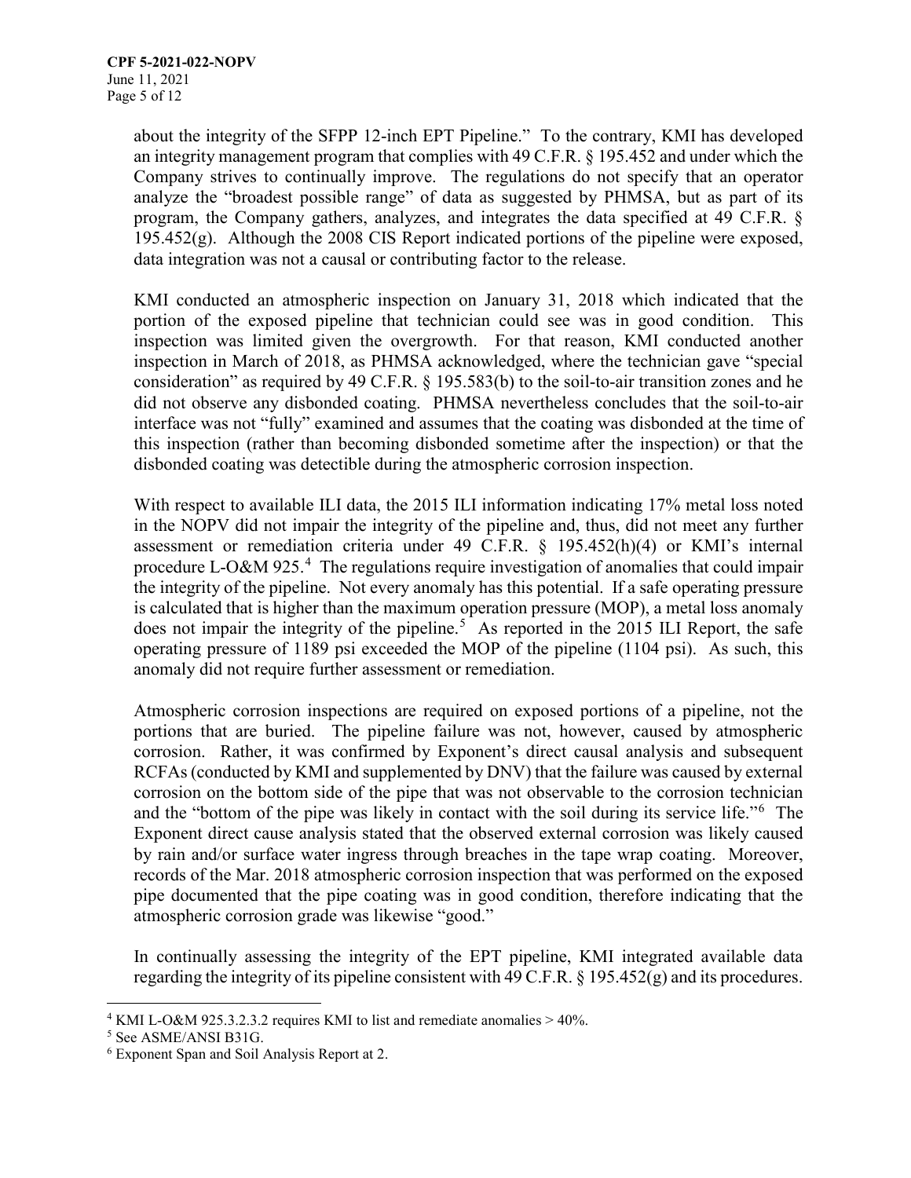about the integrity of the SFPP 12-inch EPT Pipeline." To the contrary, KMI has developed an integrity management program that complies with 49 C.F.R. § 195.452 and under which the Company strives to continually improve. The regulations do not specify that an operator analyze the "broadest possible range" of data as suggested by PHMSA, but as part of its program, the Company gathers, analyzes, and integrates the data specified at 49 C.F.R. § 195.452(g). Although the 2008 CIS Report indicated portions of the pipeline were exposed, data integration was not a causal or contributing factor to the release.

KMI conducted an atmospheric inspection on January 31, 2018 which indicated that the portion of the exposed pipeline that technician could see was in good condition. This inspection was limited given the overgrowth. For that reason, KMI conducted another inspection in March of 2018, as PHMSA acknowledged, where the technician gave "special consideration" as required by 49 C.F.R. § 195.583(b) to the soil-to-air transition zones and he did not observe any disbonded coating. PHMSA nevertheless concludes that the soil-to-air interface was not "fully" examined and assumes that the coating was disbonded at the time of this inspection (rather than becoming disbonded sometime after the inspection) or that the disbonded coating was detectible during the atmospheric corrosion inspection.

With respect to available ILI data, the 2015 ILI information indicating 17% metal loss noted in the NOPV did not impair the integrity of the pipeline and, thus, did not meet any further assessment or remediation criteria under 49 C.F.R. § 195.452(h)(4) or KMI's internal procedure L-O&M 925.[4] The regulations require investigation of anomalies that could impair the integrity of the pipeline. Not every anomaly has this potential. If a safe operating pressure is calculated that is higher than the maximum operation pressure (MOP), a metal loss anomaly does not impair the integrity of the pipeline.[5] As reported in the 2015 ILI Report, the safe operating pressure of 1189 psi exceeded the MOP of the pipeline (1104 psi). As such, this anomaly did not require further assessment or remediation.

Atmospheric corrosion inspections are required on exposed portions of a pipeline, not the portions that are buried. The pipeline failure was not, however, caused by atmospheric corrosion. Rather, it was confirmed by Exponent's direct causal analysis and subsequent RCFAs (conducted by KMI and supplemented by DNV) that the failure was caused by external corrosion on the bottom side of the pipe that was not observable to the corrosion technician and the "bottom of the pipe was likely in contact with the soil during its service life."[6] The Exponent direct cause analysis stated that the observed external corrosion was likely caused by rain and/or surface water ingress through breaches in the tape wrap coating. Moreover, records of the Mar. 2018 atmospheric corrosion inspection that was performed on the exposed pipe documented that the pipe coating was in good condition, therefore indicating that the atmospheric corrosion grade was likewise "good."

In continually assessing the integrity of the EPT pipeline, KMI integrated available data regarding the integrity of its pipeline consistent with 49 C.F.R. § 195.452(g) and its procedures.

---

[4] KMI L-O&M 925.3.2.3.2 requires KMI to list and remediate anomalies > 40%.

[5] See ASME/ANSI B31G.

[6] Exponent Span and Soil Analysis Report at 2.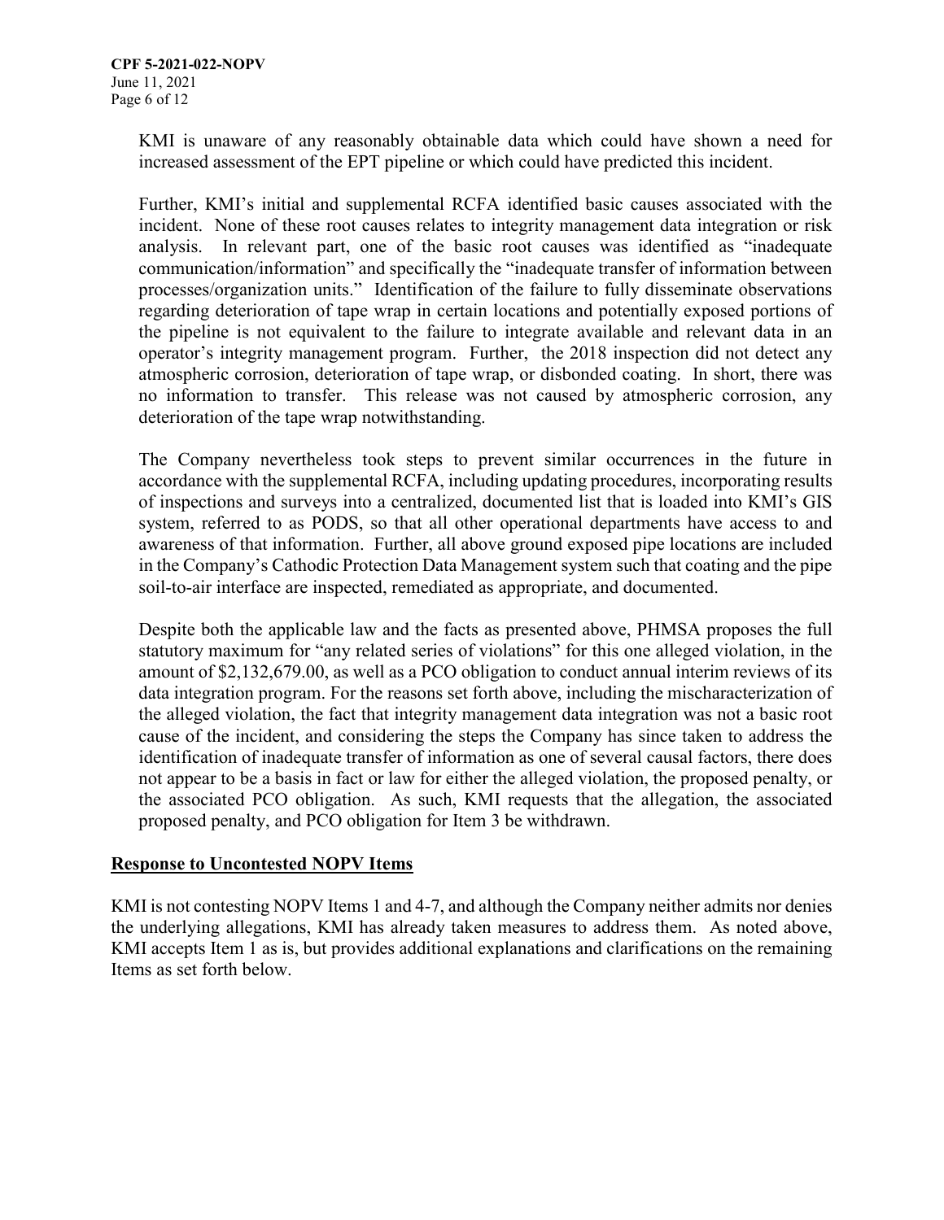KMI is unaware of any reasonably obtainable data which could have shown a need for increased assessment of the EPT pipeline or which could have predicted this incident.

Further, KMI's initial and supplemental RCFA identified basic causes associated with the incident. None of these root causes relates to integrity management data integration or risk analysis. In relevant part, one of the basic root causes was identified as "inadequate communication/information" and specifically the "inadequate transfer of information between processes/organization units." Identification of the failure to fully disseminate observations regarding deterioration of tape wrap in certain locations and potentially exposed portions of the pipeline is not equivalent to the failure to integrate available and relevant data in an operator's integrity management program. Further, the 2018 inspection did not detect any atmospheric corrosion, deterioration of tape wrap, or disbonded coating. In short, there was no information to transfer. This release was not caused by atmospheric corrosion, any deterioration of the tape wrap notwithstanding.

The Company nevertheless took steps to prevent similar occurrences in the future in accordance with the supplemental RCFA, including updating procedures, incorporating results of inspections and surveys into a centralized, documented list that is loaded into KMI's GIS system, referred to as PODS, so that all other operational departments have access to and awareness of that information. Further, all above ground exposed pipe locations are included in the Company's Cathodic Protection Data Management system such that coating and the pipe soil-to-air interface are inspected, remediated as appropriate, and documented.

Despite both the applicable law and the facts as presented above, PHMSA proposes the full statutory maximum for "any related series of violations" for this one alleged violation, in the amount of $2,132,679.00, as well as a PCO obligation to conduct annual interim reviews of its data integration program. For the reasons set forth above, including the mischaracterization of the alleged violation, the fact that integrity management data integration was not a basic root cause of the incident, and considering the steps the Company has since taken to address the identification of inadequate transfer of information as one of several causal factors, there does not appear to be a basis in fact or law for either the alleged violation, the proposed penalty, or the associated PCO obligation. As such, KMI requests that the allegation, the associated proposed penalty, and PCO obligation for Item 3 be withdrawn.

## Response to Uncontested NOPV Items

KMI is not contesting NOPV Items 1 and 4-7, and although the Company neither admits nor denies the underlying allegations, KMI has already taken measures to address them. As noted above, KMI accepts Item 1 as is, but provides additional explanations and clarifications on the remaining Items as set forth below.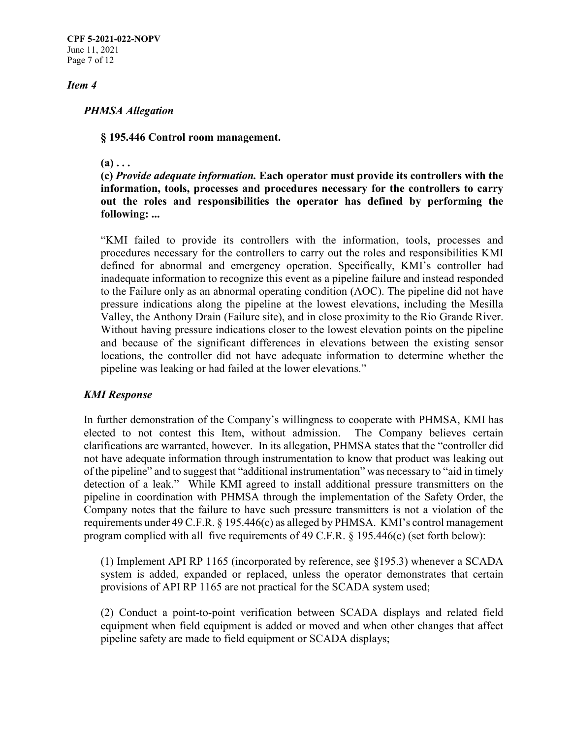*Item 4*

*PHMSA Allegation*

**§ 195.446 Control room management.**

**(a) . . .**

**(c) *Provide adequate information.* Each operator must provide its controllers with the information, tools, processes and procedures necessary for the controllers to carry out the roles and responsibilities the operator has defined by performing the following: ...**

"KMI failed to provide its controllers with the information, tools, processes and procedures necessary for the controllers to carry out the roles and responsibilities KMI defined for abnormal and emergency operation. Specifically, KMI's controller had inadequate information to recognize this event as a pipeline failure and instead responded to the Failure only as an abnormal operating condition (AOC). The pipeline did not have pressure indications along the pipeline at the lowest elevations, including the Mesilla Valley, the Anthony Drain (Failure site), and in close proximity to the Rio Grande River. Without having pressure indications closer to the lowest elevation points on the pipeline and because of the significant differences in elevations between the existing sensor locations, the controller did not have adequate information to determine whether the pipeline was leaking or had failed at the lower elevations."

*KMI Response*

In further demonstration of the Company's willingness to cooperate with PHMSA, KMI has elected to not contest this Item, without admission. The Company believes certain clarifications are warranted, however. In its allegation, PHMSA states that the "controller did not have adequate information through instrumentation to know that product was leaking out of the pipeline" and to suggest that "additional instrumentation" was necessary to "aid in timely detection of a leak." While KMI agreed to install additional pressure transmitters on the pipeline in coordination with PHMSA through the implementation of the Safety Order, the Company notes that the failure to have such pressure transmitters is not a violation of the requirements under 49 C.F.R. § 195.446(c) as alleged by PHMSA. KMI's control management program complied with all five requirements of 49 C.F.R. § 195.446(c) (set forth below):

(1) Implement API RP 1165 (incorporated by reference, see §195.3) whenever a SCADA system is added, expanded or replaced, unless the operator demonstrates that certain provisions of API RP 1165 are not practical for the SCADA system used;

(2) Conduct a point-to-point verification between SCADA displays and related field equipment when field equipment is added or moved and when other changes that affect pipeline safety are made to field equipment or SCADA displays;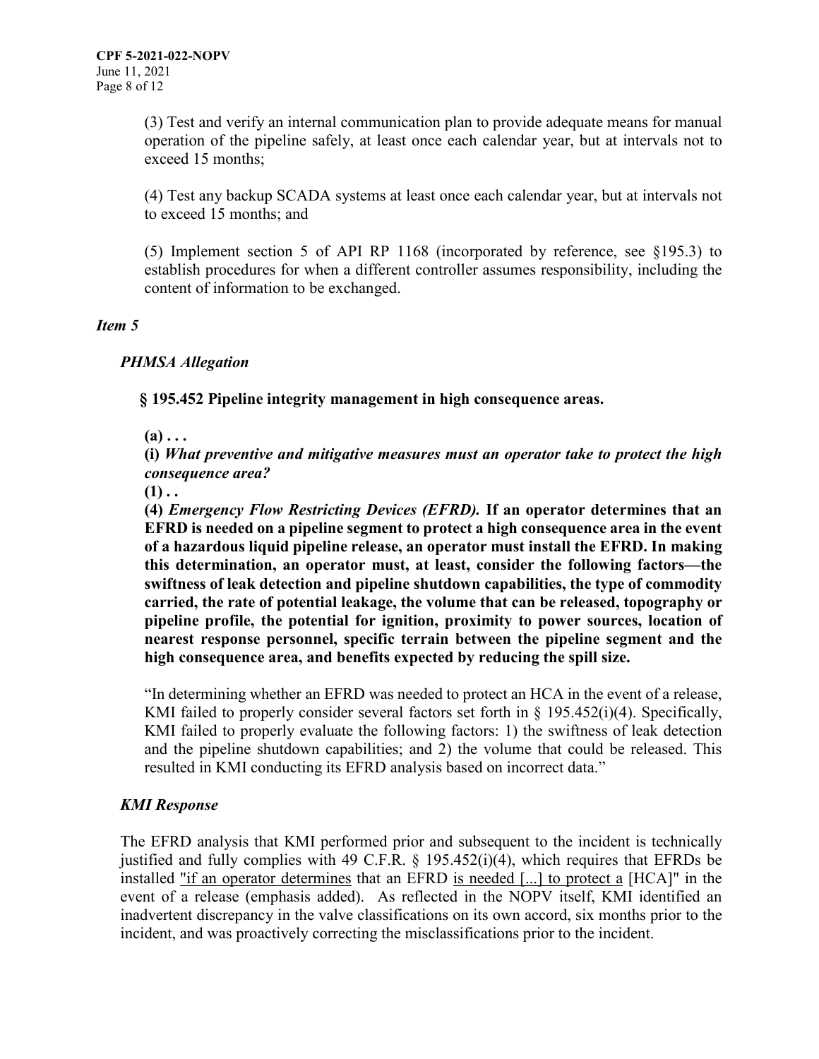(3) Test and verify an internal communication plan to provide adequate means for manual operation of the pipeline safely, at least once each calendar year, but at intervals not to exceed 15 months;

(4) Test any backup SCADA systems at least once each calendar year, but at intervals not to exceed 15 months; and

(5) Implement section 5 of API RP 1168 (incorporated by reference, see §195.3) to establish procedures for when a different controller assumes responsibility, including the content of information to be exchanged.

### *Item 5*

#### *PHMSA Allegation*

**§ 195.452 Pipeline integrity management in high consequence areas.**

**(a) . . .**

**(i)** ***What preventive and mitigative measures must an operator take to protect the high consequence area?***

**(1) . .**

**(4)** ***Emergency Flow Restricting Devices (EFRD).*** **If an operator determines that an EFRD is needed on a pipeline segment to protect a high consequence area in the event of a hazardous liquid pipeline release, an operator must install the EFRD. In making this determination, an operator must, at least, consider the following factors—the swiftness of leak detection and pipeline shutdown capabilities, the type of commodity carried, the rate of potential leakage, the volume that can be released, topography or pipeline profile, the potential for ignition, proximity to power sources, location of nearest response personnel, specific terrain between the pipeline segment and the high consequence area, and benefits expected by reducing the spill size.**

"In determining whether an EFRD was needed to protect an HCA in the event of a release, KMI failed to properly consider several factors set forth in § 195.452(i)(4). Specifically, KMI failed to properly evaluate the following factors: 1) the swiftness of leak detection and the pipeline shutdown capabilities; and 2) the volume that could be released. This resulted in KMI conducting its EFRD analysis based on incorrect data."

#### *KMI Response*

The EFRD analysis that KMI performed prior and subsequent to the incident is technically justified and fully complies with 49 C.F.R. § 195.452(i)(4), which requires that EFRDs be installed "if an operator determines that an EFRD is needed [...] to protect a [HCA]" in the event of a release (emphasis added). As reflected in the NOPV itself, KMI identified an inadvertent discrepancy in the valve classifications on its own accord, six months prior to the incident, and was proactively correcting the misclassifications prior to the incident.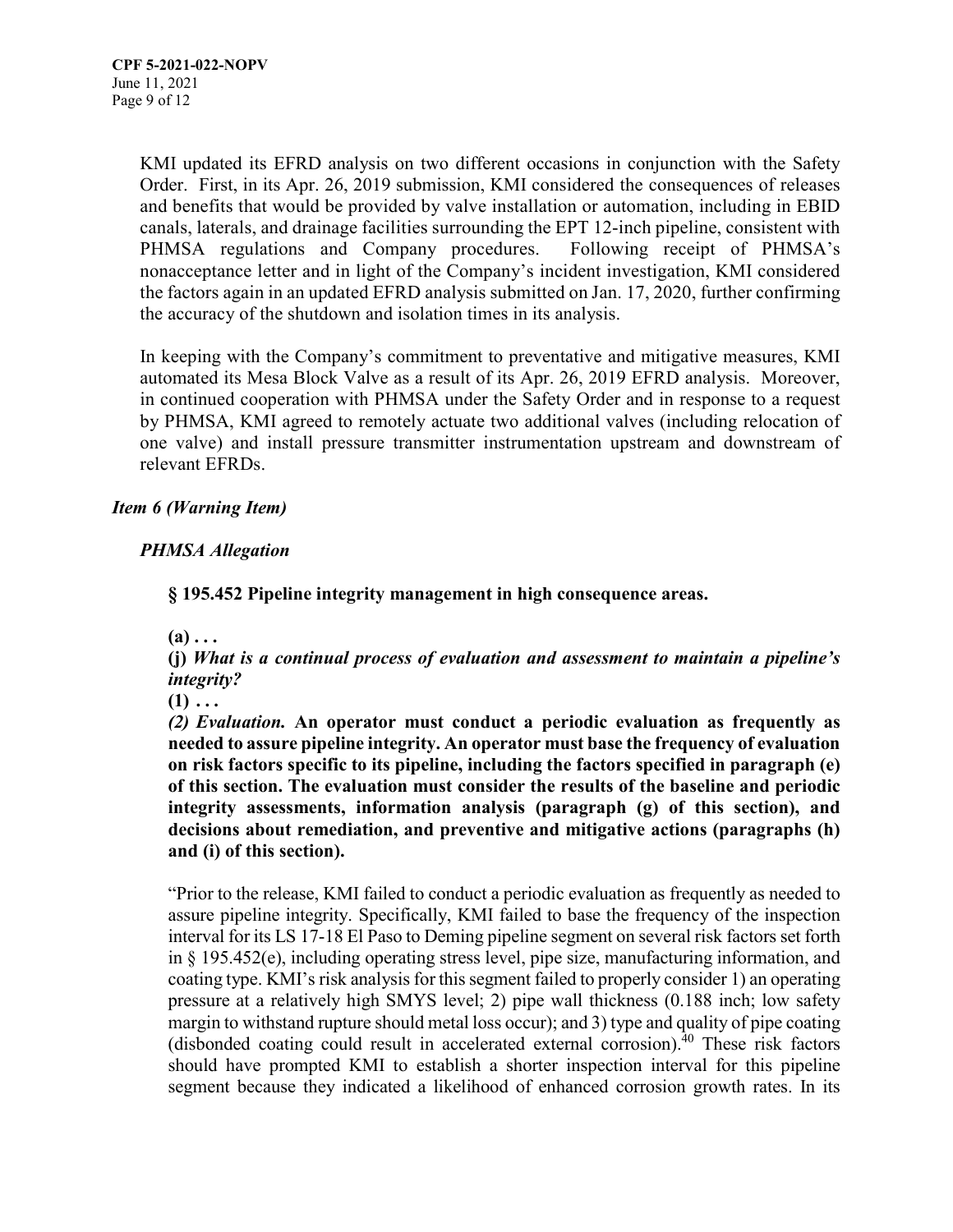KMI updated its EFRD analysis on two different occasions in conjunction with the Safety Order. First, in its Apr. 26, 2019 submission, KMI considered the consequences of releases and benefits that would be provided by valve installation or automation, including in EBID canals, laterals, and drainage facilities surrounding the EPT 12-inch pipeline, consistent with PHMSA regulations and Company procedures. Following receipt of PHMSA's nonacceptance letter and in light of the Company's incident investigation, KMI considered the factors again in an updated EFRD analysis submitted on Jan. 17, 2020, further confirming the accuracy of the shutdown and isolation times in its analysis.

In keeping with the Company's commitment to preventative and mitigative measures, KMI automated its Mesa Block Valve as a result of its Apr. 26, 2019 EFRD analysis. Moreover, in continued cooperation with PHMSA under the Safety Order and in response to a request by PHMSA, KMI agreed to remotely actuate two additional valves (including relocation of one valve) and install pressure transmitter instrumentation upstream and downstream of relevant EFRDs.

***Item 6 (Warning Item)***

***PHMSA Allegation***

**§ 195.452 Pipeline integrity management in high consequence areas.**

**(a) . . .**

**(j)** ***What is a continual process of evaluation and assessment to maintain a pipeline's integrity?***

**(1) . . .**

***(2) Evaluation.*** **An operator must conduct a periodic evaluation as frequently as needed to assure pipeline integrity. An operator must base the frequency of evaluation on risk factors specific to its pipeline, including the factors specified in paragraph (e) of this section. The evaluation must consider the results of the baseline and periodic integrity assessments, information analysis (paragraph (g) of this section), and decisions about remediation, and preventive and mitigative actions (paragraphs (h) and (i) of this section).**

"Prior to the release, KMI failed to conduct a periodic evaluation as frequently as needed to assure pipeline integrity. Specifically, KMI failed to base the frequency of the inspection interval for its LS 17-18 El Paso to Deming pipeline segment on several risk factors set forth in § 195.452(e), including operating stress level, pipe size, manufacturing information, and coating type. KMI's risk analysis for this segment failed to properly consider 1) an operating pressure at a relatively high SMYS level; 2) pipe wall thickness (0.188 inch; low safety margin to withstand rupture should metal loss occur); and 3) type and quality of pipe coating (disbonded coating could result in accelerated external corrosion).[40] These risk factors should have prompted KMI to establish a shorter inspection interval for this pipeline segment because they indicated a likelihood of enhanced corrosion growth rates. In its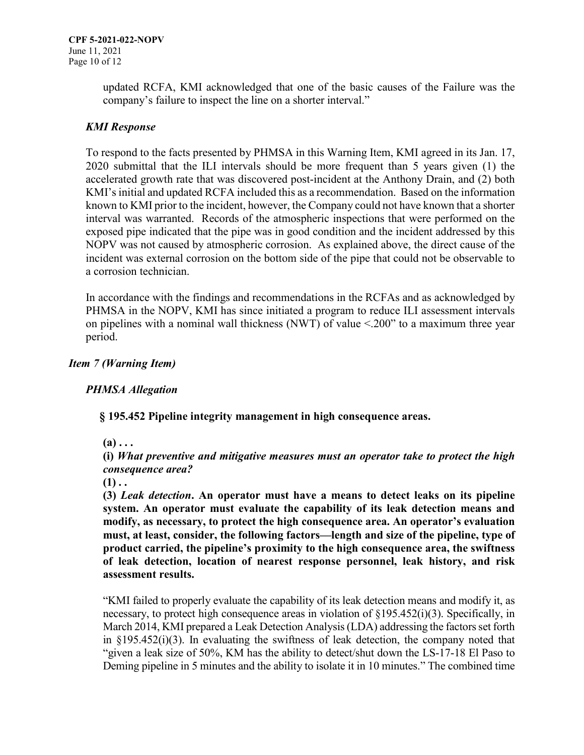updated RCFA, KMI acknowledged that one of the basic causes of the Failure was the company's failure to inspect the line on a shorter interval."

*KMI Response*

To respond to the facts presented by PHMSA in this Warning Item, KMI agreed in its Jan. 17, 2020 submittal that the ILI intervals should be more frequent than 5 years given (1) the accelerated growth rate that was discovered post-incident at the Anthony Drain, and (2) both KMI's initial and updated RCFA included this as a recommendation. Based on the information known to KMI prior to the incident, however, the Company could not have known that a shorter interval was warranted. Records of the atmospheric inspections that were performed on the exposed pipe indicated that the pipe was in good condition and the incident addressed by this NOPV was not caused by atmospheric corrosion. As explained above, the direct cause of the incident was external corrosion on the bottom side of the pipe that could not be observable to a corrosion technician.

In accordance with the findings and recommendations in the RCFAs and as acknowledged by PHMSA in the NOPV, KMI has since initiated a program to reduce ILI assessment intervals on pipelines with a nominal wall thickness (NWT) of value <.200" to a maximum three year period.

***Item 7 (Warning Item)***

*PHMSA Allegation*

**§ 195.452 Pipeline integrity management in high consequence areas.**

**(a) . . .**

**(i)** ***What preventive and mitigative measures must an operator take to protect the high consequence area?***

**(1) . .**

**(3)** ***Leak detection*****. An operator must have a means to detect leaks on its pipeline system. An operator must evaluate the capability of its leak detection means and modify, as necessary, to protect the high consequence area. An operator's evaluation must, at least, consider, the following factors—length and size of the pipeline, type of product carried, the pipeline's proximity to the high consequence area, the swiftness of leak detection, location of nearest response personnel, leak history, and risk assessment results.**

"KMI failed to properly evaluate the capability of its leak detection means and modify it, as necessary, to protect high consequence areas in violation of §195.452(i)(3). Specifically, in March 2014, KMI prepared a Leak Detection Analysis (LDA) addressing the factors set forth in §195.452(i)(3). In evaluating the swiftness of leak detection, the company noted that "given a leak size of 50%, KM has the ability to detect/shut down the LS-17-18 El Paso to Deming pipeline in 5 minutes and the ability to isolate it in 10 minutes." The combined time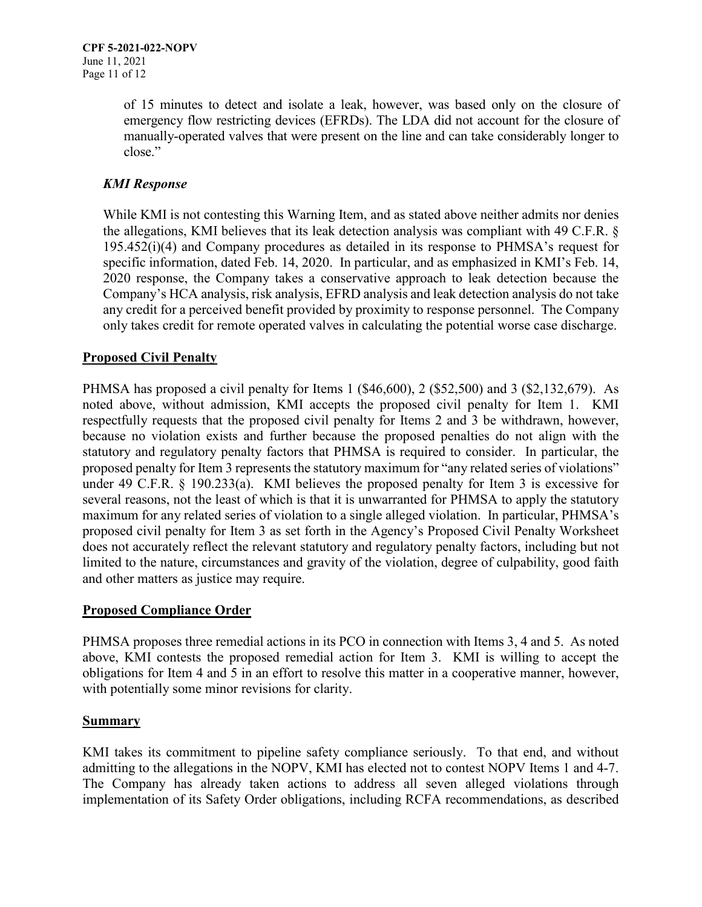of 15 minutes to detect and isolate a leak, however, was based only on the closure of emergency flow restricting devices (EFRDs). The LDA did not account for the closure of manually-operated valves that were present on the line and can take considerably longer to close."

***KMI Response***

While KMI is not contesting this Warning Item, and as stated above neither admits nor denies the allegations, KMI believes that its leak detection analysis was compliant with 49 C.F.R. § 195.452(i)(4) and Company procedures as detailed in its response to PHMSA's request for specific information, dated Feb. 14, 2020. In particular, and as emphasized in KMI's Feb. 14, 2020 response, the Company takes a conservative approach to leak detection because the Company's HCA analysis, risk analysis, EFRD analysis and leak detection analysis do not take any credit for a perceived benefit provided by proximity to response personnel. The Company only takes credit for remote operated valves in calculating the potential worse case discharge.

## Proposed Civil Penalty

PHMSA has proposed a civil penalty for Items 1 ($46,600), 2 ($52,500) and 3 ($2,132,679). As noted above, without admission, KMI accepts the proposed civil penalty for Item 1. KMI respectfully requests that the proposed civil penalty for Items 2 and 3 be withdrawn, however, because no violation exists and further because the proposed penalties do not align with the statutory and regulatory penalty factors that PHMSA is required to consider. In particular, the proposed penalty for Item 3 represents the statutory maximum for "any related series of violations" under 49 C.F.R. § 190.233(a). KMI believes the proposed penalty for Item 3 is excessive for several reasons, not the least of which is that it is unwarranted for PHMSA to apply the statutory maximum for any related series of violation to a single alleged violation. In particular, PHMSA's proposed civil penalty for Item 3 as set forth in the Agency's Proposed Civil Penalty Worksheet does not accurately reflect the relevant statutory and regulatory penalty factors, including but not limited to the nature, circumstances and gravity of the violation, degree of culpability, good faith and other matters as justice may require.

## Proposed Compliance Order

PHMSA proposes three remedial actions in its PCO in connection with Items 3, 4 and 5. As noted above, KMI contests the proposed remedial action for Item 3. KMI is willing to accept the obligations for Item 4 and 5 in an effort to resolve this matter in a cooperative manner, however, with potentially some minor revisions for clarity.

## Summary

KMI takes its commitment to pipeline safety compliance seriously. To that end, and without admitting to the allegations in the NOPV, KMI has elected not to contest NOPV Items 1 and 4-7. The Company has already taken actions to address all seven alleged violations through implementation of its Safety Order obligations, including RCFA recommendations, as described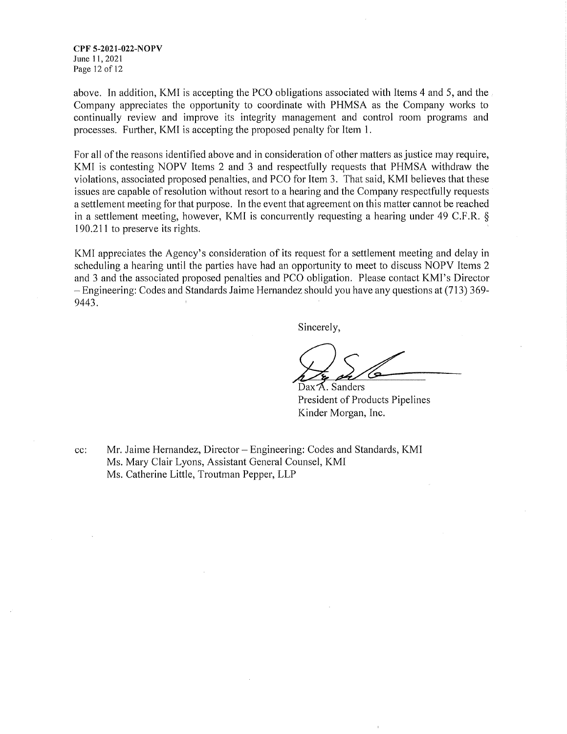above. In addition, KMI is accepting the PCO obligations associated with Items 4 and 5, and the Company appreciates the opportunity to coordinate with PHMSA as the Company works to continually review and improve its integrity management and control room programs and processes. Further, KMI is accepting the proposed penalty for Item 1.

For all of the reasons identified above and in consideration of other matters as justice may require, KMI is contesting NOPV Items 2 and 3 and respectfully requests that PHMSA withdraw the violations, associated proposed penalties, and PCO for Item 3. That said, KMI believes that these issues are capable of resolution without resort to a hearing and the Company respectfully requests a settlement meeting for that purpose. In the event that agreement on this matter cannot be reached in a settlement meeting, however, KMI is concurrently requesting a hearing under 49 C.F.R. § 190.211 to preserve its rights.

KMI appreciates the Agency's consideration of its request for a settlement meeting and delay in scheduling a hearing until the parties have had an opportunity to meet to discuss NOPV Items 2 and 3 and the associated proposed penalties and PCO obligation. Please contact KMI's Director – Engineering: Codes and Standards Jaime Hernandez should you have any questions at (713) 369-9443.

Sincerely,

Dax A. Sanders
President of Products Pipelines
Kinder Morgan, Inc.

cc: Mr. Jaime Hernandez, Director – Engineering: Codes and Standards, KMI
Ms. Mary Clair Lyons, Assistant General Counsel, KMI
Ms. Catherine Little, Troutman Pepper, LLP